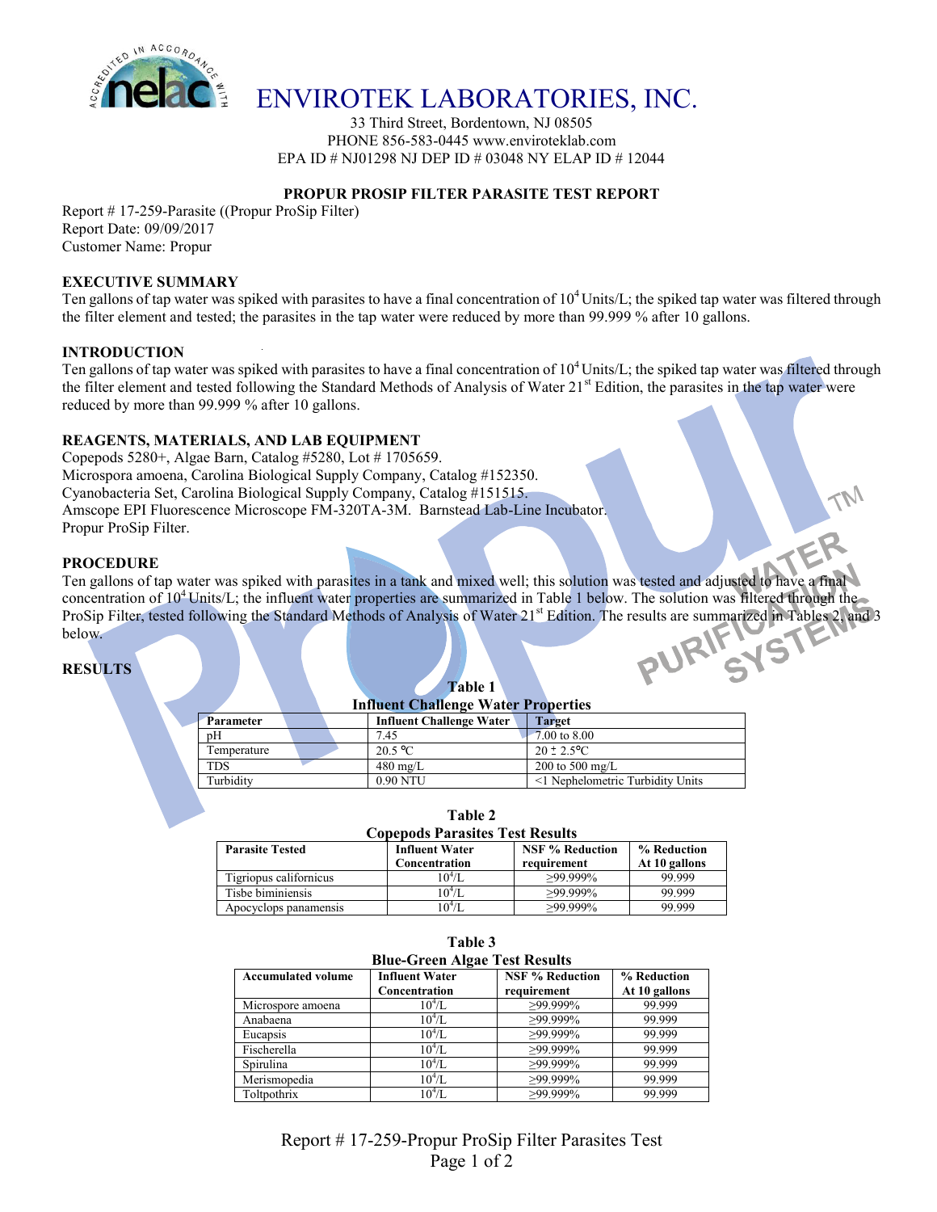# ENVIROTEK LABORATORIES, INC.

33 Third Street, Bordentown, NJ 08505
PHONE 856-583-0445 www.enviroteklab.com
EPA ID # NJ01298 NJ DEP ID # 03048 NY ELAP ID # 12044

## PROPUR PROSIP FILTER PARASITE TEST REPORT

Report # 17-259-Parasite ((Propur ProSip Filter)
Report Date: 09/09/2017
Customer Name: Propur

### EXECUTIVE SUMMARY

Ten gallons of tap water was spiked with parasites to have a final concentration of $10^4$ Units/L; the spiked tap water was filtered through the filter element and tested; the parasites in the tap water were reduced by more than 99.999 % after 10 gallons.

### INTRODUCTION

Ten gallons of tap water was spiked with parasites to have a final concentration of $10^4$ Units/L; the spiked tap water was filtered through the filter element and tested following the Standard Methods of Analysis of Water 21st Edition, the parasites in the tap water were reduced by more than 99.999 % after 10 gallons.

### REAGENTS, MATERIALS, AND LAB EQUIPMENT

Copepods 5280+, Algae Barn, Catalog #5280, Lot # 1705659.
Microspora amoena, Carolina Biological Supply Company, Catalog #152350.
Cyanobacteria Set, Carolina Biological Supply Company, Catalog #151515.
Amscope EPI Fluorescence Microscope FM-320TA-3M. Barnstead Lab-Line Incubator.
Propur ProSip Filter.

### PROCEDURE

Ten gallons of tap water was spiked with parasites in a tank and mixed well; this solution was tested and adjusted to have a final concentration of $10^4$ Units/L; the influent water properties are summarized in Table 1 below. The solution was filtered through the ProSip Filter, tested following the Standard Methods of Analysis of Water 21st Edition. The results are summarized in Tables 2, and 3 below.

### RESULTS

**Table 1**
**Influent Challenge Water Properties**

| Parameter | Influent Challenge Water | Target |
|---|---|---|
| pH | 7.45 | 7.00 to 8.00 |
| Temperature | 20.5 ℃ | 20 ± 2.5℃ |
| TDS | 480 mg/L | 200 to 500 mg/L |
| Turbidity | 0.90 NTU | <1 Nephelometric Turbidity Units |

**Table 2**
**Copepods Parasites Test Results**

| Parasite Tested | Influent Water Concentration | NSF % Reduction requirement | % Reduction At 10 gallons |
|---|---|---|---|
| Tigriopus californicus | $10^4$/L | ≥99.999% | 99.999 |
| Tisbe biminiensis | $10^4$/L | ≥99.999% | 99.999 |
| Apocyclops panamensis | $10^4$/L | ≥99.999% | 99.999 |

**Table 3**
**Blue-Green Algae Test Results**

| Accumulated volume | Influent Water Concentration | NSF % Reduction requirement | % Reduction At 10 gallons |
|---|---|---|---|
| Microspore amoena | $10^4$/L | ≥99.999% | 99.999 |
| Anabaena | $10^4$/L | ≥99.999% | 99.999 |
| Eucapsis | $10^4$/L | ≥99.999% | 99.999 |
| Fischerella | $10^4$/L | ≥99.999% | 99.999 |
| Spirulina | $10^4$/L | ≥99.999% | 99.999 |
| Merismopedia | $10^4$/L | ≥99.999% | 99.999 |
| Toltpothrix | $10^4$/L | ≥99.999% | 99.999 |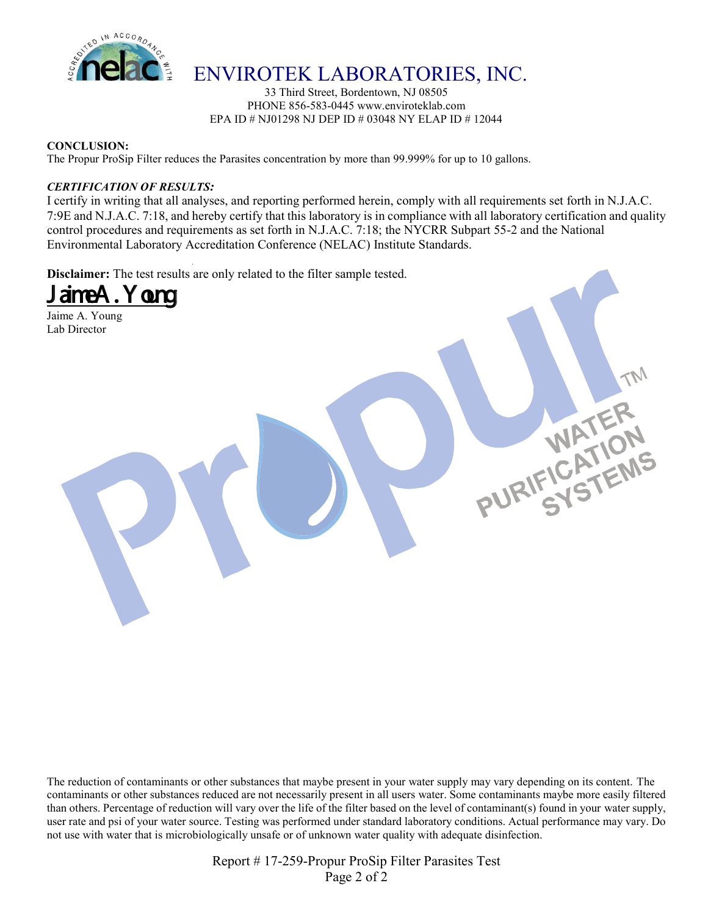# ENVIROTEK LABORATORIES, INC.

33 Third Street, Bordentown, NJ 08505
PHONE 856-583-0445 www.envirotek lab.com
EPA ID # NJ01298 NJ DEP ID # 03048 NY ELAP ID # 12044

**CONCLUSION:**
The Propur ProSip Filter reduces the Parasites concentration by more than 99.999% for up to 10 gallons.

***CERTIFICATION OF RESULTS:***
I certify in writing that all analyses, and reporting performed herein, comply with all requirements set forth in N.J.A.C. 7:9E and N.J.A.C. 7:18, and hereby certify that this laboratory is in compliance with all laboratory certification and quality control procedures and requirements as set forth in N.J.A.C. 7:18; the NYCRR Subpart 55-2 and the National Environmental Laboratory Accreditation Conference (NELAC) Institute Standards.

**Disclaimer:** The test results are only related to the filter sample tested.

Jaime A. Young

Jaime A. Young
Lab Director

The reduction of contaminants or other substances that maybe present in your water supply may vary depending on its content. The contaminants or other substances reduced are not necessarily present in all users water. Some contaminants maybe more easily filtered than others. Percentage of reduction will vary over the life of the filter based on the level of contaminant(s) found in your water supply, user rate and psi of your water source. Testing was performed under standard laboratory conditions. Actual performance may vary. Do not use with water that is microbiologically unsafe or of unknown water quality with adequate disinfection.

Report # 17-259-Propur ProSip Filter Parasites Test